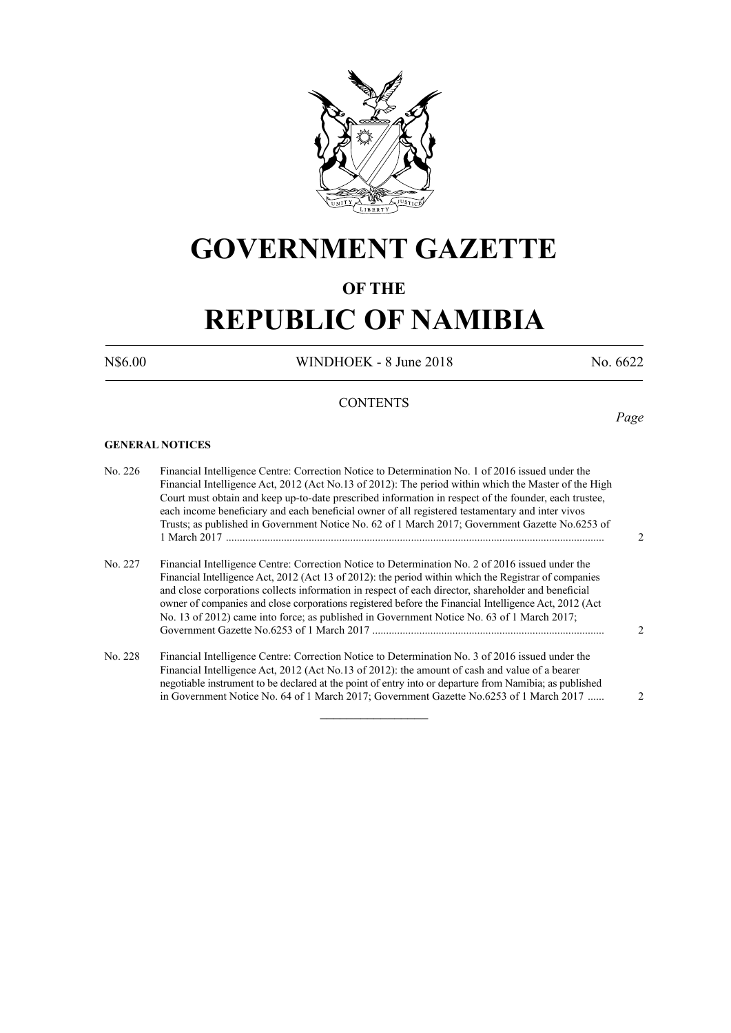# GOVERNMENT GAZETTE

## OF THE

# REPUBLIC OF NAMIBIA

N$6.00 WINDHOEK - 8 June 2018 No. 6622

CONTENTS

*Page*

**GENERAL NOTICES**

| | | |
|---|---|---|
| No. 226 | Financial Intelligence Centre: Correction Notice to Determination No. 1 of 2016 issued under the Financial Intelligence Act, 2012 (Act No.13 of 2012): The period within which the Master of the High Court must obtain and keep up-to-date prescribed information in respect of the founder, each trustee, each income beneficiary and each beneficial owner of all registered testamentary and inter vivos Trusts; as published in Government Notice No. 62 of 1 March 2017; Government Gazette No.6253 of 1 March 2017 ........................................................................................................................................ | 2 |
| No. 227 | Financial Intelligence Centre: Correction Notice to Determination No. 2 of 2016 issued under the Financial Intelligence Act, 2012 (Act 13 of 2012): the period within which the Registrar of companies and close corporations collects information in respect of each director, shareholder and beneficial owner of companies and close corporations registered before the Financial Intelligence Act, 2012 (Act No. 13 of 2012) came into force; as published in Government Notice No. 63 of 1 March 2017; Government Gazette No.6253 of 1 March 2017 .................................................................................... | 2 |
| No. 228 | Financial Intelligence Centre: Correction Notice to Determination No. 3 of 2016 issued under the Financial Intelligence Act, 2012 (Act No.13 of 2012): the amount of cash and value of a bearer negotiable instrument to be declared at the point of entry into or departure from Namibia; as published in Government Notice No. 64 of 1 March 2017; Government Gazette No.6253 of 1 March 2017 ...... | 2 |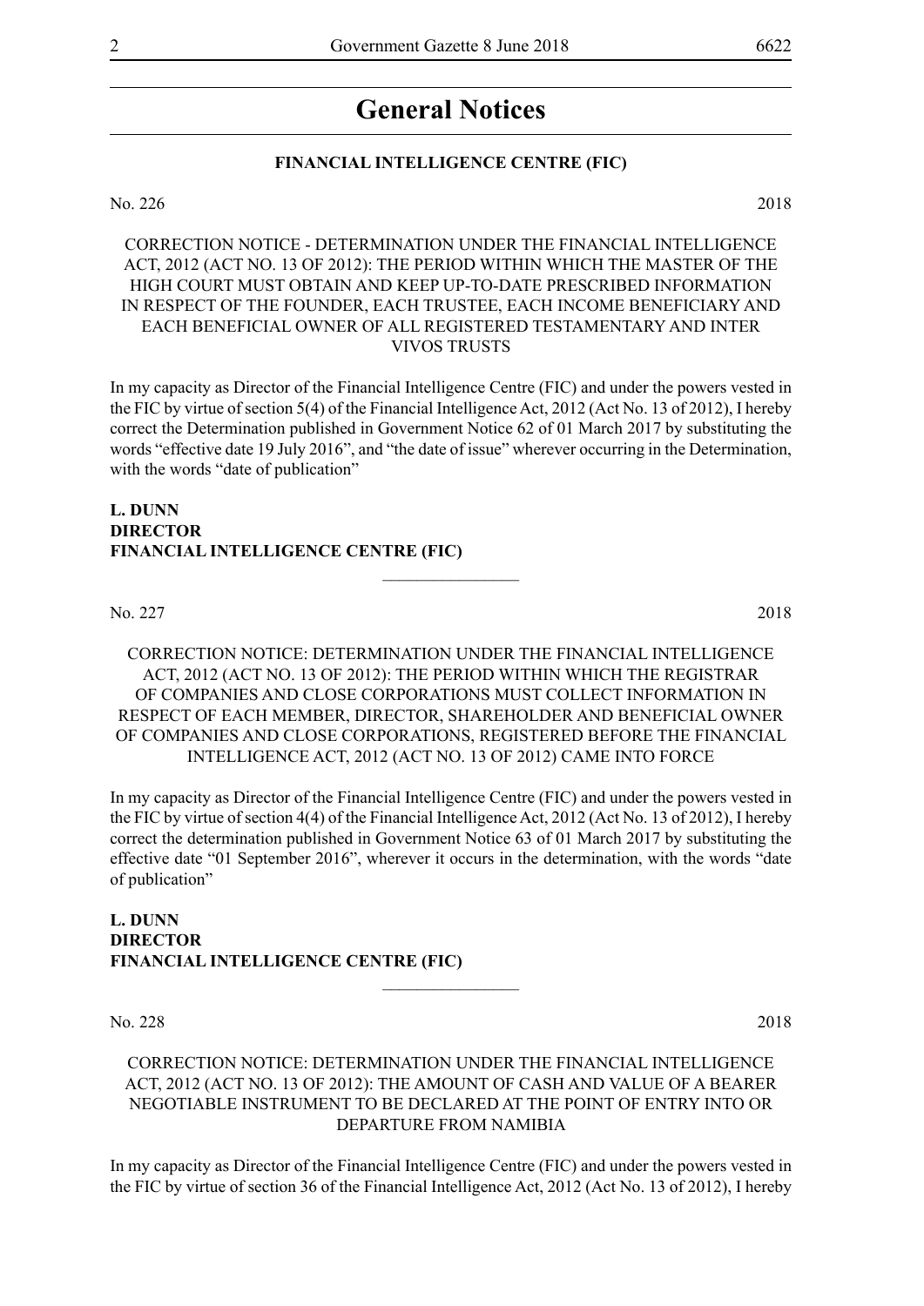# General Notices

## FINANCIAL INTELLIGENCE CENTRE (FIC)

No. 226 2018

CORRECTION NOTICE - DETERMINATION UNDER THE FINANCIAL INTELLIGENCE ACT, 2012 (ACT NO. 13 OF 2012): THE PERIOD WITHIN WHICH THE MASTER OF THE HIGH COURT MUST OBTAIN AND KEEP UP-TO-DATE PRESCRIBED INFORMATION IN RESPECT OF THE FOUNDER, EACH TRUSTEE, EACH INCOME BENEFICIARY AND EACH BENEFICIAL OWNER OF ALL REGISTERED TESTAMENTARY AND INTER VIVOS TRUSTS

In my capacity as Director of the Financial Intelligence Centre (FIC) and under the powers vested in the FIC by virtue of section 5(4) of the Financial Intelligence Act, 2012 (Act No. 13 of 2012), I hereby correct the Determination published in Government Notice 62 of 01 March 2017 by substituting the words "effective date 19 July 2016", and "the date of issue" wherever occurring in the Determination, with the words "date of publication"

**L. DUNN**
**DIRECTOR**
**FINANCIAL INTELLIGENCE CENTRE (FIC)**

---

No. 227 2018

CORRECTION NOTICE: DETERMINATION UNDER THE FINANCIAL INTELLIGENCE ACT, 2012 (ACT NO. 13 OF 2012): THE PERIOD WITHIN WHICH THE REGISTRAR OF COMPANIES AND CLOSE CORPORATIONS MUST COLLECT INFORMATION IN RESPECT OF EACH MEMBER, DIRECTOR, SHAREHOLDER AND BENEFICIAL OWNER OF COMPANIES AND CLOSE CORPORATIONS, REGISTERED BEFORE THE FINANCIAL INTELLIGENCE ACT, 2012 (ACT NO. 13 OF 2012) CAME INTO FORCE

In my capacity as Director of the Financial Intelligence Centre (FIC) and under the powers vested in the FIC by virtue of section 4(4) of the Financial Intelligence Act, 2012 (Act No. 13 of 2012), I hereby correct the determination published in Government Notice 63 of 01 March 2017 by substituting the effective date "01 September 2016", wherever it occurs in the determination, with the words "date of publication"

**L. DUNN**
**DIRECTOR**
**FINANCIAL INTELLIGENCE CENTRE (FIC)**

---

No. 228 2018

CORRECTION NOTICE: DETERMINATION UNDER THE FINANCIAL INTELLIGENCE ACT, 2012 (ACT NO. 13 OF 2012): THE AMOUNT OF CASH AND VALUE OF A BEARER NEGOTIABLE INSTRUMENT TO BE DECLARED AT THE POINT OF ENTRY INTO OR DEPARTURE FROM NAMIBIA

In my capacity as Director of the Financial Intelligence Centre (FIC) and under the powers vested in the FIC by virtue of section 36 of the Financial Intelligence Act, 2012 (Act No. 13 of 2012), I hereby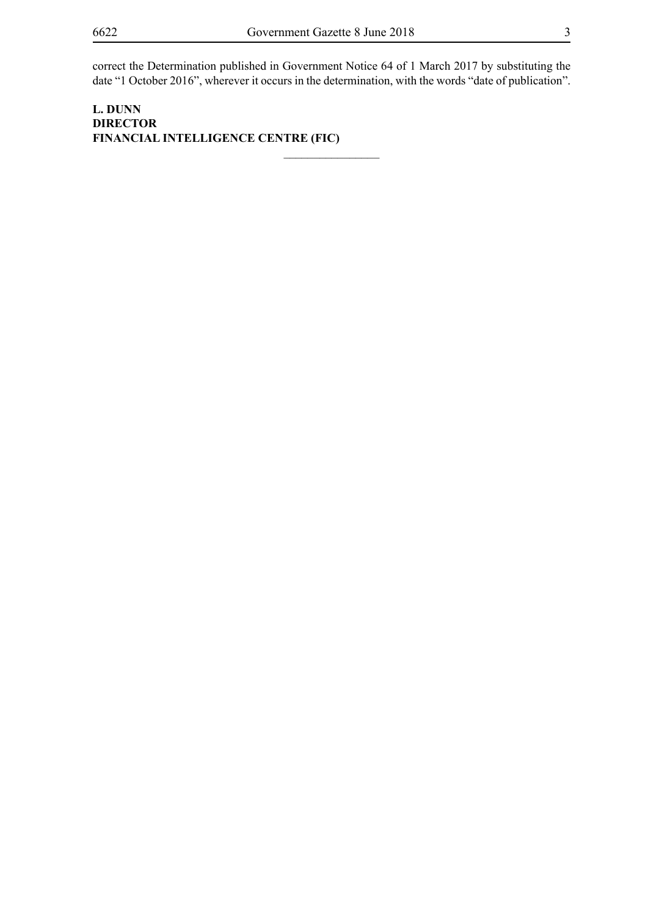correct the Determination published in Government Notice 64 of 1 March 2017 by substituting the date "1 October 2016", wherever it occurs in the determination, with the words "date of publication".

**L. DUNN**
**DIRECTOR**
**FINANCIAL INTELLIGENCE CENTRE (FIC)**

________________